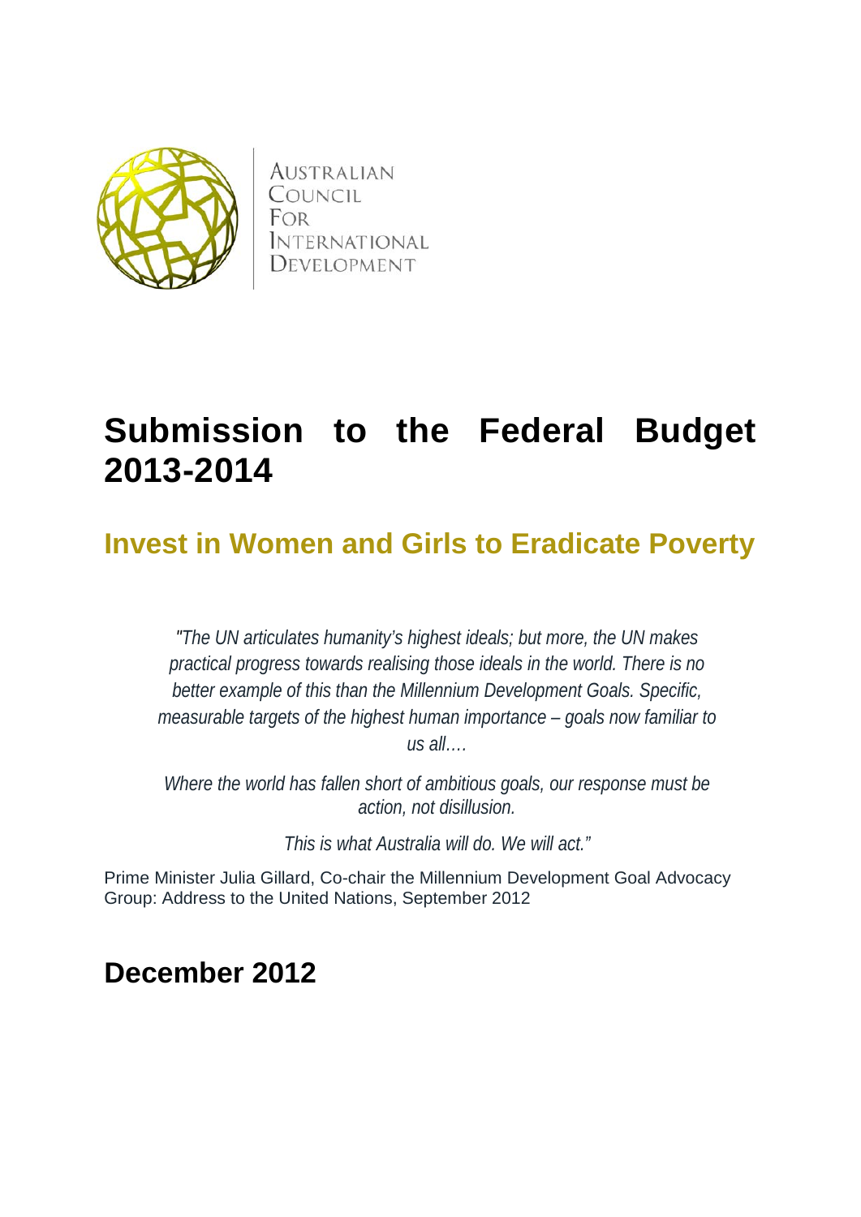AUSTRALIAN
COUNCIL
FOR
INTERNATIONAL
DEVELOPMENT

# Submission to the Federal Budget 2013-2014

## Invest in Women and Girls to Eradicate Poverty

*"The UN articulates humanity's highest ideals; but more, the UN makes practical progress towards realising those ideals in the world. There is no better example of this than the Millennium Development Goals. Specific, measurable targets of the highest human importance – goals now familiar to us all….*

*Where the world has fallen short of ambitious goals, our response must be action, not disillusion.*

*This is what Australia will do. We will act."*

Prime Minister Julia Gillard, Co-chair the Millennium Development Goal Advocacy Group: Address to the United Nations, September 2012

## December 2012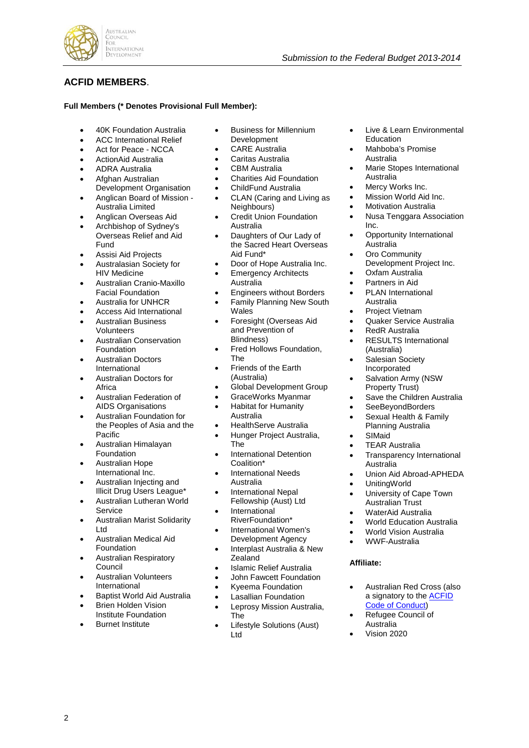## ACFID MEMBERS.

**Full Members (* Denotes Provisional Full Member):**

- 40K Foundation Australia
- ACC International Relief
- Act for Peace - NCCA
- ActionAid Australia
- ADRA Australia
- Afghan Australian Development Organisation
- Anglican Board of Mission - Australia Limited
- Anglican Overseas Aid
- Archbishop of Sydney's Overseas Relief and Aid Fund
- Assisi Aid Projects
- Australasian Society for HIV Medicine
- Australian Cranio-Maxillo Facial Foundation
- Australia for UNHCR
- Access Aid International
- Australian Business Volunteers
- Australian Conservation Foundation
- Australian Doctors International
- Australian Doctors for Africa
- Australian Federation of AIDS Organisations
- Australian Foundation for the Peoples of Asia and the Pacific
- Australian Himalayan Foundation
- Australian Hope International Inc.
- Australian Injecting and Illicit Drug Users League*
- Australian Lutheran World Service
- Australian Marist Solidarity Ltd
- Australian Medical Aid Foundation
- Australian Respiratory Council
- Australian Volunteers International
- Baptist World Aid Australia
- Brien Holden Vision Institute Foundation
- Burnet Institute
- Business for Millennium Development
- CARE Australia
- Caritas Australia
- CBM Australia
- Charities Aid Foundation
- ChildFund Australia
- CLAN (Caring and Living as Neighbours)
- Credit Union Foundation Australia
- Daughters of Our Lady of the Sacred Heart Overseas Aid Fund*
- Door of Hope Australia Inc.
- Emergency Architects Australia
- Engineers without Borders
- Family Planning New South Wales
- Foresight (Overseas Aid and Prevention of Blindness)
- Fred Hollows Foundation, The
- Friends of the Earth (Australia)
- Global Development Group
- GraceWorks Myanmar
- Habitat for Humanity Australia
- HealthServe Australia
- Hunger Project Australia, The
- International Detention Coalition*
- International Needs Australia
- International Nepal Fellowship (Aust) Ltd
- International RiverFoundation*
- International Women's Development Agency
- Interplast Australia & New Zealand
- Islamic Relief Australia
- John Fawcett Foundation
- Kyeema Foundation
- Lasallian Foundation
- Leprosy Mission Australia, The
- Lifestyle Solutions (Aust) Ltd
- Live & Learn Environmental Education
- Mahboba's Promise Australia
- Marie Stopes International Australia
- Mercy Works Inc.
- Mission World Aid Inc.
- Motivation Australia
- Nusa Tenggara Association Inc.
- Opportunity International Australia
- Oro Community Development Project Inc.
- Oxfam Australia
- Partners in Aid
- PLAN International Australia
- Project Vietnam
- Quaker Service Australia
- RedR Australia
- RESULTS International (Australia)
- Salesian Society Incorporated
- Salvation Army (NSW Property Trust)
- Save the Children Australia
- SeeBeyondBorders
- Sexual Health & Family Planning Australia
- SIMaid
- TEAR Australia
- Transparency International Australia
- Union Aid Abroad-APHEDA
- UnitingWorld
- University of Cape Town Australian Trust
- WaterAid Australia
- World Education Australia
- World Vision Australia
- WWF-Australia

**Affiliate:**

- Australian Red Cross (also a signatory to the ACFID Code of Conduct)
- Refugee Council of Australia
- Vision 2020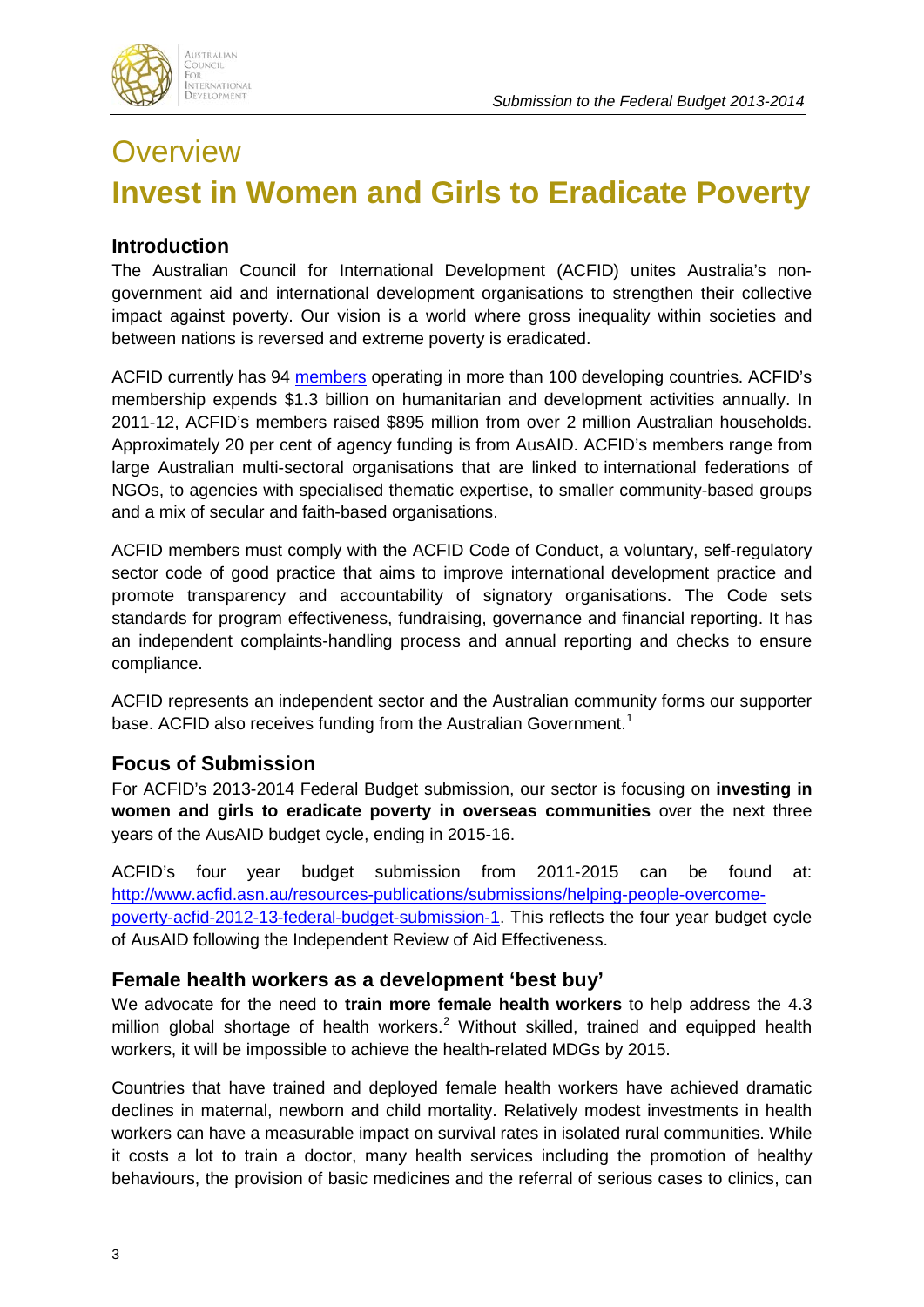# Overview

# Invest in Women and Girls to Eradicate Poverty

## Introduction

The Australian Council for International Development (ACFID) unites Australia's non-government aid and international development organisations to strengthen their collective impact against poverty. Our vision is a world where gross inequality within societies and between nations is reversed and extreme poverty is eradicated.

ACFID currently has 94 [members](#) operating in more than 100 developing countries. ACFID's membership expends $1.3 billion on humanitarian and development activities annually. In 2011-12, ACFID's members raised $895 million from over 2 million Australian households. Approximately 20 per cent of agency funding is from AusAID. ACFID's members range from large Australian multi-sectoral organisations that are linked to international federations of NGOs, to agencies with specialised thematic expertise, to smaller community-based groups and a mix of secular and faith-based organisations.

ACFID members must comply with the ACFID Code of Conduct, a voluntary, self-regulatory sector code of good practice that aims to improve international development practice and promote transparency and accountability of signatory organisations. The Code sets standards for program effectiveness, fundraising, governance and financial reporting. It has an independent complaints-handling process and annual reporting and checks to ensure compliance.

ACFID represents an independent sector and the Australian community forms our supporter base. ACFID also receives funding from the Australian Government.[1]

## Focus of Submission

For ACFID's 2013-2014 Federal Budget submission, our sector is focusing on **investing in women and girls to eradicate poverty in overseas communities** over the next three years of the AusAID budget cycle, ending in 2015-16.

ACFID's four year budget submission from 2011-2015 can be found at: http://www.acfid.asn.au/resources-publications/submissions/helping-people-overcome-poverty-acfid-2012-13-federal-budget-submission-1. This reflects the four year budget cycle of AusAID following the Independent Review of Aid Effectiveness.

## Female health workers as a development 'best buy'

We advocate for the need to **train more female health workers** to help address the 4.3 million global shortage of health workers.[2] Without skilled, trained and equipped health workers, it will be impossible to achieve the health-related MDGs by 2015.

Countries that have trained and deployed female health workers have achieved dramatic declines in maternal, newborn and child mortality. Relatively modest investments in health workers can have a measurable impact on survival rates in isolated rural communities. While it costs a lot to train a doctor, many health services including the promotion of healthy behaviours, the provision of basic medicines and the referral of serious cases to clinics, can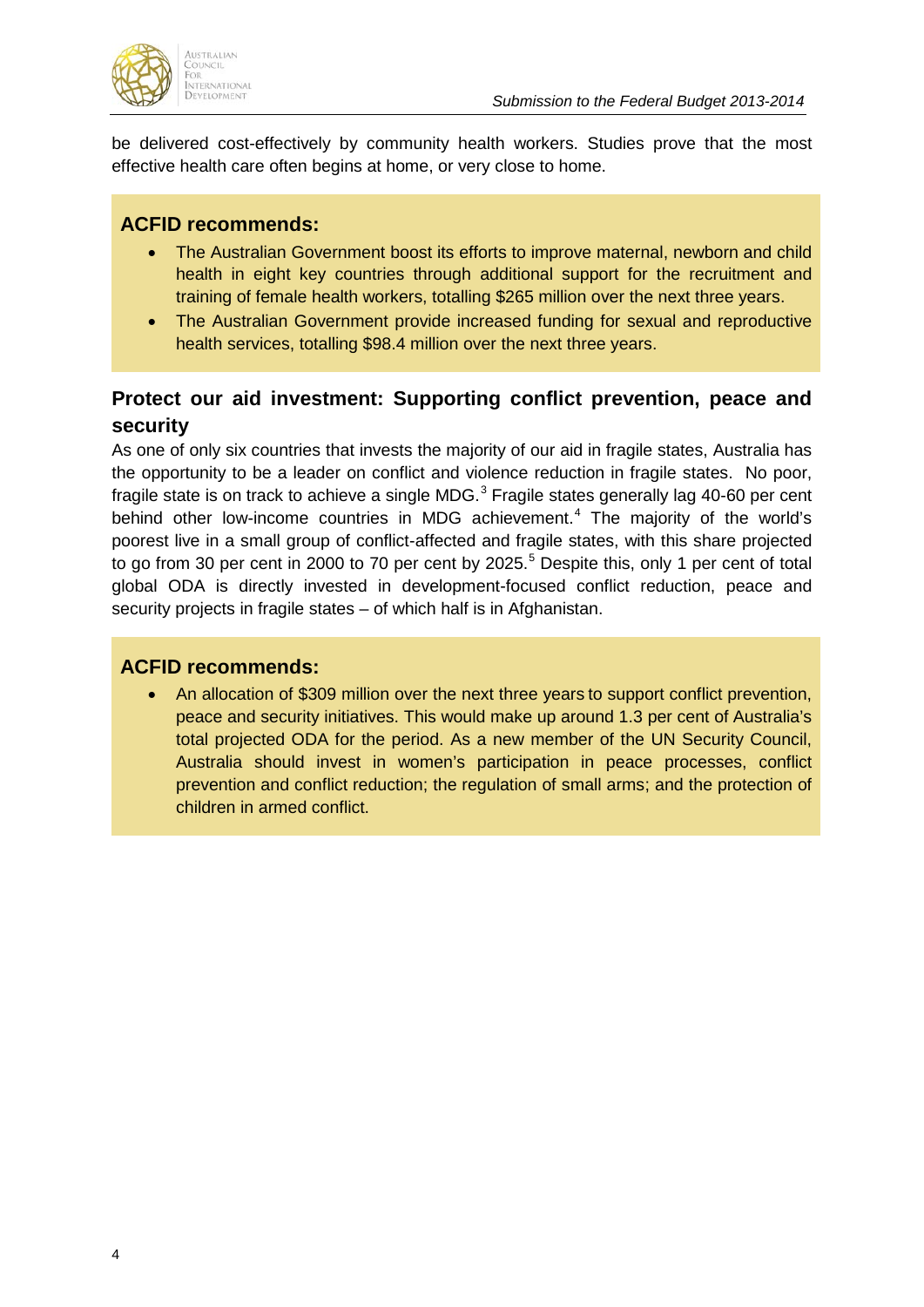be delivered cost-effectively by community health workers. Studies prove that the most effective health care often begins at home, or very close to home.

### ACFID recommends:

- The Australian Government boost its efforts to improve maternal, newborn and child health in eight key countries through additional support for the recruitment and training of female health workers, totalling $265 million over the next three years.
- The Australian Government provide increased funding for sexual and reproductive health services, totalling $98.4 million over the next three years.

## Protect our aid investment: Supporting conflict prevention, peace and security

As one of only six countries that invests the majority of our aid in fragile states, Australia has the opportunity to be a leader on conflict and violence reduction in fragile states. No poor, fragile state is on track to achieve a single MDG.[3] Fragile states generally lag 40-60 per cent behind other low-income countries in MDG achievement.[4] The majority of the world's poorest live in a small group of conflict-affected and fragile states, with this share projected to go from 30 per cent in 2000 to 70 per cent by 2025.[5] Despite this, only 1 per cent of total global ODA is directly invested in development-focused conflict reduction, peace and security projects in fragile states – of which half is in Afghanistan.

### ACFID recommends:

- An allocation of $309 million over the next three years to support conflict prevention, peace and security initiatives. This would make up around 1.3 per cent of Australia's total projected ODA for the period. As a new member of the UN Security Council, Australia should invest in women's participation in peace processes, conflict prevention and conflict reduction; the regulation of small arms; and the protection of children in armed conflict.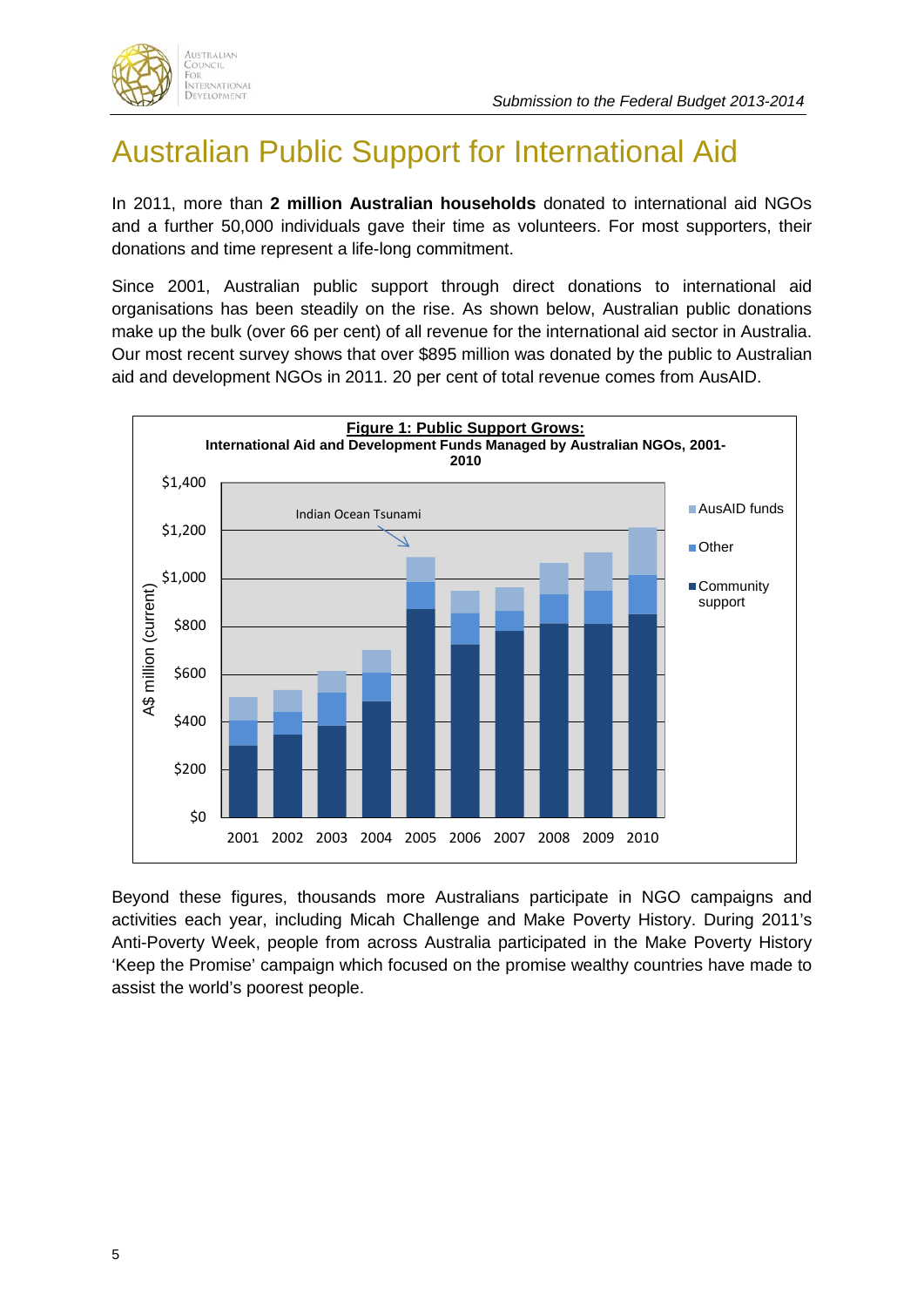# Australian Public Support for International Aid

In 2011, more than **2 million Australian households** donated to international aid NGOs and a further 50,000 individuals gave their time as volunteers. For most supporters, their donations and time represent a life-long commitment.

Since 2001, Australian public support through direct donations to international aid organisations has been steadily on the rise. As shown below, Australian public donations make up the bulk (over 66 per cent) of all revenue for the international aid sector in Australia. Our most recent survey shows that over $895 million was donated by the public to Australian aid and development NGOs in 2011. 20 per cent of total revenue comes from AusAID.

**Figure 1: Public Support Grows:**
**International Aid and Development Funds Managed by Australian NGOs, 2001-2010**

Beyond these figures, thousands more Australians participate in NGO campaigns and activities each year, including Micah Challenge and Make Poverty History. During 2011's Anti-Poverty Week, people from across Australia participated in the Make Poverty History 'Keep the Promise' campaign which focused on the promise wealthy countries have made to assist the world's poorest people.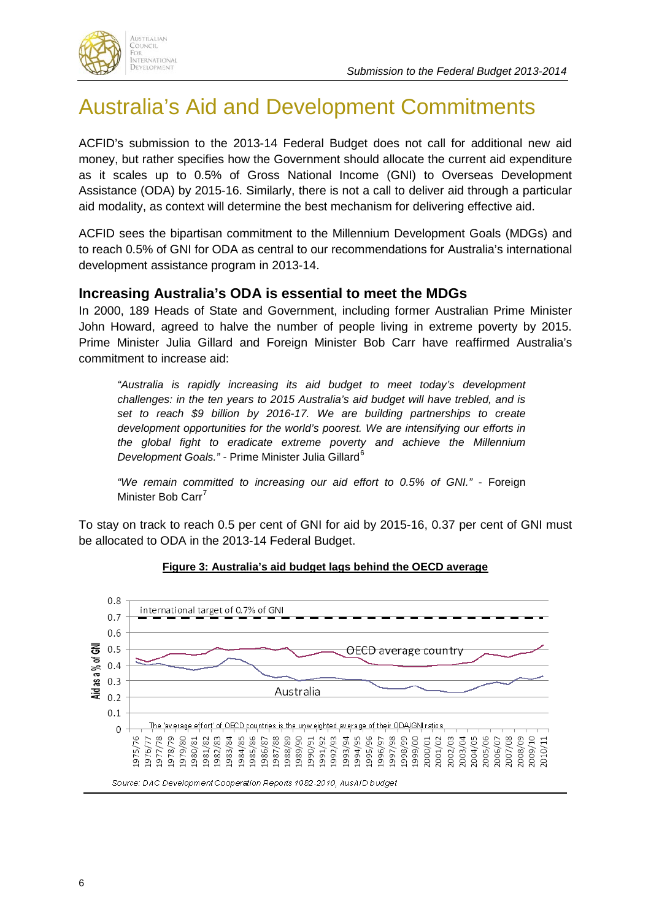# Australia's Aid and Development Commitments

ACFID's submission to the 2013-14 Federal Budget does not call for additional new aid money, but rather specifies how the Government should allocate the current aid expenditure as it scales up to 0.5% of Gross National Income (GNI) to Overseas Development Assistance (ODA) by 2015-16. Similarly, there is not a call to deliver aid through a particular aid modality, as context will determine the best mechanism for delivering effective aid.

ACFID sees the bipartisan commitment to the Millennium Development Goals (MDGs) and to reach 0.5% of GNI for ODA as central to our recommendations for Australia's international development assistance program in 2013-14.

## Increasing Australia's ODA is essential to meet the MDGs

In 2000, 189 Heads of State and Government, including former Australian Prime Minister John Howard, agreed to halve the number of people living in extreme poverty by 2015. Prime Minister Julia Gillard and Foreign Minister Bob Carr have reaffirmed Australia's commitment to increase aid:

> *"Australia is rapidly increasing its aid budget to meet today's development challenges: in the ten years to 2015 Australia's aid budget will have trebled, and is set to reach $9 billion by 2016-17. We are building partnerships to create development opportunities for the world's poorest. We are intensifying our efforts in the global fight to eradicate extreme poverty and achieve the Millennium Development Goals."* - Prime Minister Julia Gillard[6]

> *"We remain committed to increasing our aid effort to 0.5% of GNI."* - Foreign Minister Bob Carr[7]

To stay on track to reach 0.5 per cent of GNI for aid by 2015-16, 0.37 per cent of GNI must be allocated to ODA in the 2013-14 Federal Budget.

**Figure 3: Australia's aid budget lags behind the OECD average**

Source: DAC Development Cooperation Reports 1982-2010, AusAID budget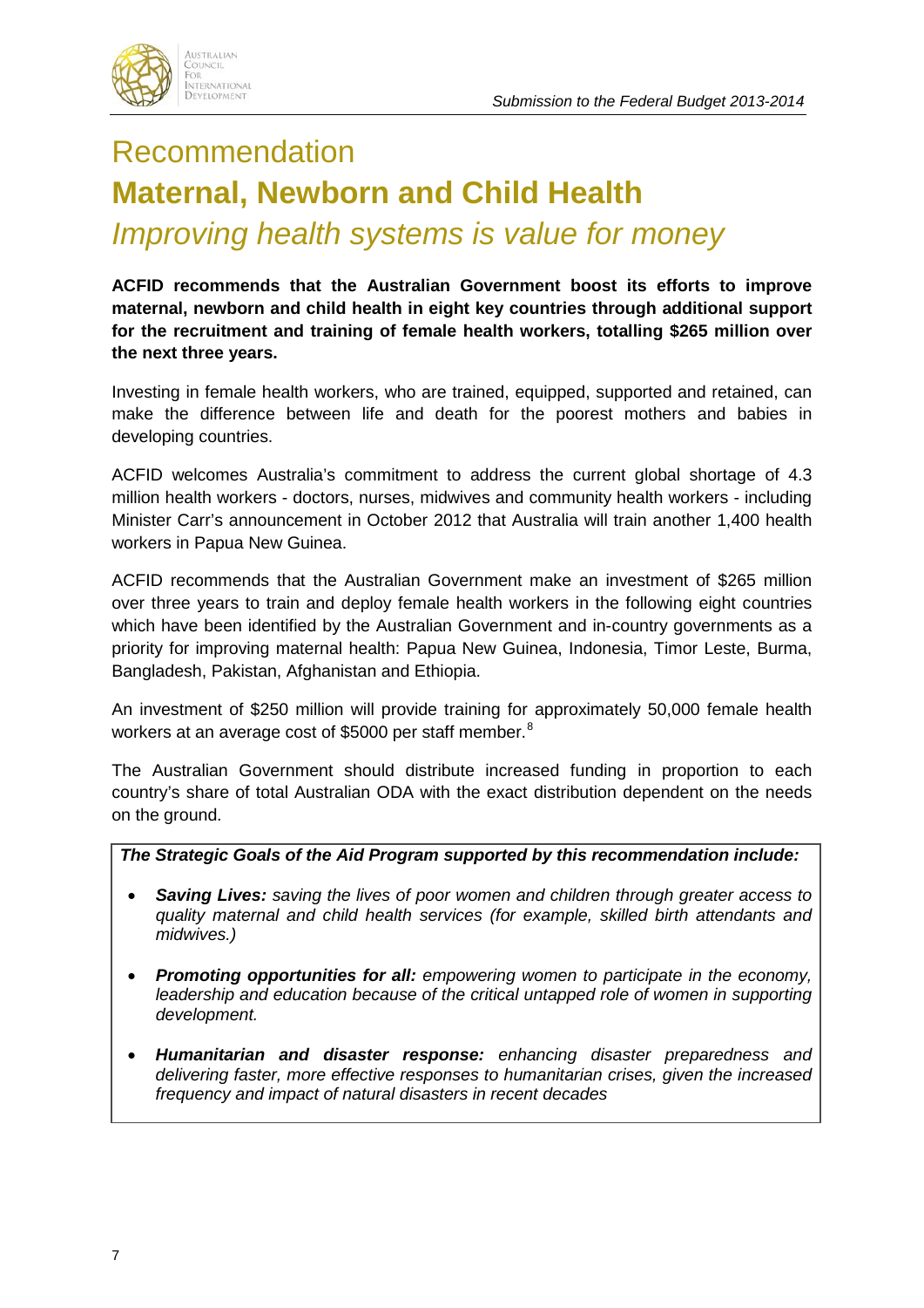# Recommendation

## Maternal, Newborn and Child Health

### *Improving health systems is value for money*

**ACFID recommends that the Australian Government boost its efforts to improve maternal, newborn and child health in eight key countries through additional support for the recruitment and training of female health workers, totalling $265 million over the next three years.**

Investing in female health workers, who are trained, equipped, supported and retained, can make the difference between life and death for the poorest mothers and babies in developing countries.

ACFID welcomes Australia's commitment to address the current global shortage of 4.3 million health workers - doctors, nurses, midwives and community health workers - including Minister Carr's announcement in October 2012 that Australia will train another 1,400 health workers in Papua New Guinea.

ACFID recommends that the Australian Government make an investment of $265 million over three years to train and deploy female health workers in the following eight countries which have been identified by the Australian Government and in-country governments as a priority for improving maternal health: Papua New Guinea, Indonesia, Timor Leste, Burma, Bangladesh, Pakistan, Afghanistan and Ethiopia.

An investment of $250 million will provide training for approximately 50,000 female health workers at an average cost of $5000 per staff member.[8]

The Australian Government should distribute increased funding in proportion to each country's share of total Australian ODA with the exact distribution dependent on the needs on the ground.

***The Strategic Goals of the Aid Program supported by this recommendation include:***

- ***Saving Lives:*** *saving the lives of poor women and children through greater access to quality maternal and child health services (for example, skilled birth attendants and midwives.)*
- ***Promoting opportunities for all:*** *empowering women to participate in the economy, leadership and education because of the critical untapped role of women in supporting development.*
- ***Humanitarian and disaster response:*** *enhancing disaster preparedness and delivering faster, more effective responses to humanitarian crises, given the increased frequency and impact of natural disasters in recent decades*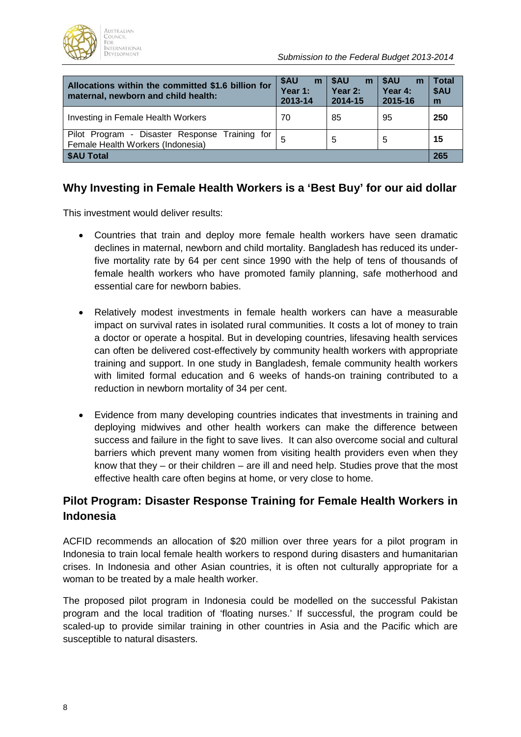| Allocations within the committed $1.6 billion for maternal, newborn and child health: | $AU m Year 1: 2013-14 | $AU m Year 2: 2014-15 | $AU m Year 4: 2015-16 | Total $AU m |
|---|---|---|---|---|
| Investing in Female Health Workers | 70 | 85 | 95 | **250** |
| Pilot Program - Disaster Response Training for Female Health Workers (Indonesia) | 5 | 5 | 5 | **15** |
| **$AU Total** | | | | **265** |

## Why Investing in Female Health Workers is a 'Best Buy' for our aid dollar

This investment would deliver results:

- Countries that train and deploy more female health workers have seen dramatic declines in maternal, newborn and child mortality. Bangladesh has reduced its under-five mortality rate by 64 per cent since 1990 with the help of tens of thousands of female health workers who have promoted family planning, safe motherhood and essential care for newborn babies.

- Relatively modest investments in female health workers can have a measurable impact on survival rates in isolated rural communities. It costs a lot of money to train a doctor or operate a hospital. But in developing countries, lifesaving health services can often be delivered cost-effectively by community health workers with appropriate training and support. In one study in Bangladesh, female community health workers with limited formal education and 6 weeks of hands-on training contributed to a reduction in newborn mortality of 34 per cent.

- Evidence from many developing countries indicates that investments in training and deploying midwives and other health workers can make the difference between success and failure in the fight to save lives. It can also overcome social and cultural barriers which prevent many women from visiting health providers even when they know that they – or their children – are ill and need help. Studies prove that the most effective health care often begins at home, or very close to home.

## Pilot Program: Disaster Response Training for Female Health Workers in Indonesia

ACFID recommends an allocation of $20 million over three years for a pilot program in Indonesia to train local female health workers to respond during disasters and humanitarian crises. In Indonesia and other Asian countries, it is often not culturally appropriate for a woman to be treated by a male health worker.

The proposed pilot program in Indonesia could be modelled on the successful Pakistan program and the local tradition of 'floating nurses.' If successful, the program could be scaled-up to provide similar training in other countries in Asia and the Pacific which are susceptible to natural disasters.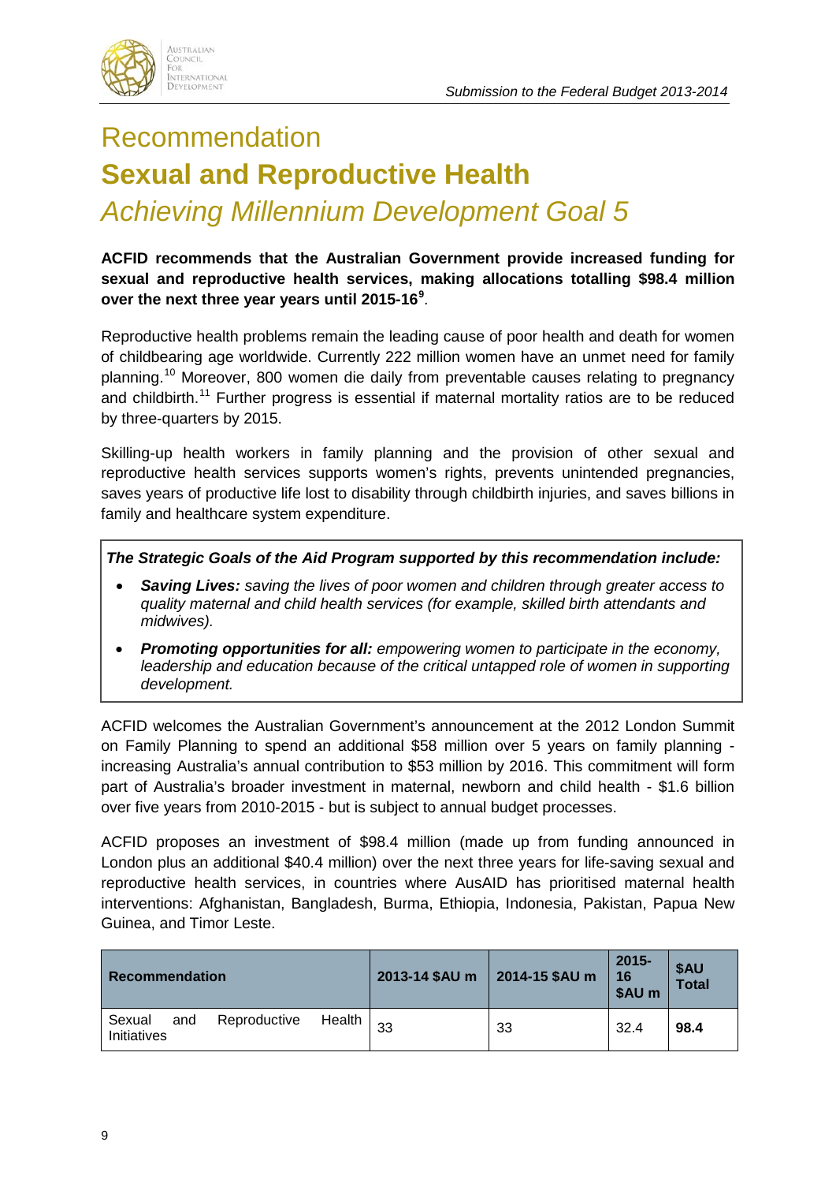# Recommendation

## Sexual and Reproductive Health

### *Achieving Millennium Development Goal 5*

**ACFID recommends that the Australian Government provide increased funding for sexual and reproductive health services, making allocations totalling $98.4 million over the next three year years until 2015-16**[9].

Reproductive health problems remain the leading cause of poor health and death for women of childbearing age worldwide. Currently 222 million women have an unmet need for family planning.[10] Moreover, 800 women die daily from preventable causes relating to pregnancy and childbirth.[11] Further progress is essential if maternal mortality ratios are to be reduced by three-quarters by 2015.

Skilling-up health workers in family planning and the provision of other sexual and reproductive health services supports women's rights, prevents unintended pregnancies, saves years of productive life lost to disability through childbirth injuries, and saves billions in family and healthcare system expenditure.

***The Strategic Goals of the Aid Program supported by this recommendation include:***

- ***Saving Lives:*** *saving the lives of poor women and children through greater access to quality maternal and child health services (for example, skilled birth attendants and midwives).*
- ***Promoting opportunities for all:*** *empowering women to participate in the economy, leadership and education because of the critical untapped role of women in supporting development.*

ACFID welcomes the Australian Government's announcement at the 2012 London Summit on Family Planning to spend an additional $58 million over 5 years on family planning - increasing Australia's annual contribution to $53 million by 2016. This commitment will form part of Australia's broader investment in maternal, newborn and child health - $1.6 billion over five years from 2010-2015 - but is subject to annual budget processes.

ACFID proposes an investment of $98.4 million (made up from funding announced in London plus an additional $40.4 million) over the next three years for life-saving sexual and reproductive health services, in countries where AusAID has prioritised maternal health interventions: Afghanistan, Bangladesh, Burma, Ethiopia, Indonesia, Pakistan, Papua New Guinea, and Timor Leste.

| Recommendation | 2013-14 $AU m | 2014-15 $AU m | 2015-16 $AU m | $AU Total |
|---|---|---|---|---|
| Sexual and Reproductive Health Initiatives | 33 | 33 | 32.4 | **98.4** |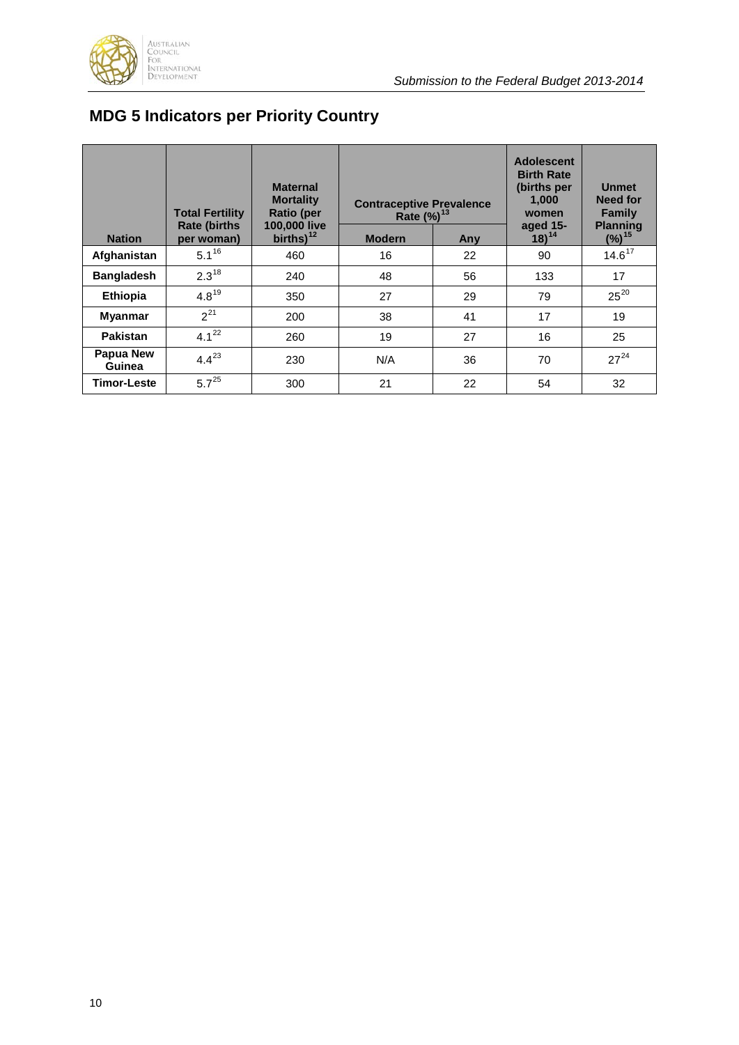## MDG 5 Indicators per Priority Country

| Nation | Total Fertility Rate (births per woman) | Maternal Mortality Ratio (per 100,000 live births)[12] | Contraceptive Prevalence Rate (%)[13] | | Adolescent Birth Rate (births per 1,000 women aged 15-18)[14] | Unmet Need for Family Planning (%)[15] |
|---|---|---|---|---|---|---|
| | | | Modern | Any | | |
| Afghanistan | 5.1[16] | 460 | 16 | 22 | 90 | 14.6[17] |
| Bangladesh | 2.3[18] | 240 | 48 | 56 | 133 | 17 |
| Ethiopia | 4.8[19] | 350 | 27 | 29 | 79 | 25[20] |
| Myanmar | 2[21] | 200 | 38 | 41 | 17 | 19 |
| Pakistan | 4.1[22] | 260 | 19 | 27 | 16 | 25 |
| Papua New Guinea | 4.4[23] | 230 | N/A | 36 | 70 | 27[24] |
| Timor-Leste | 5.7[25] | 300 | 21 | 22 | 54 | 32 |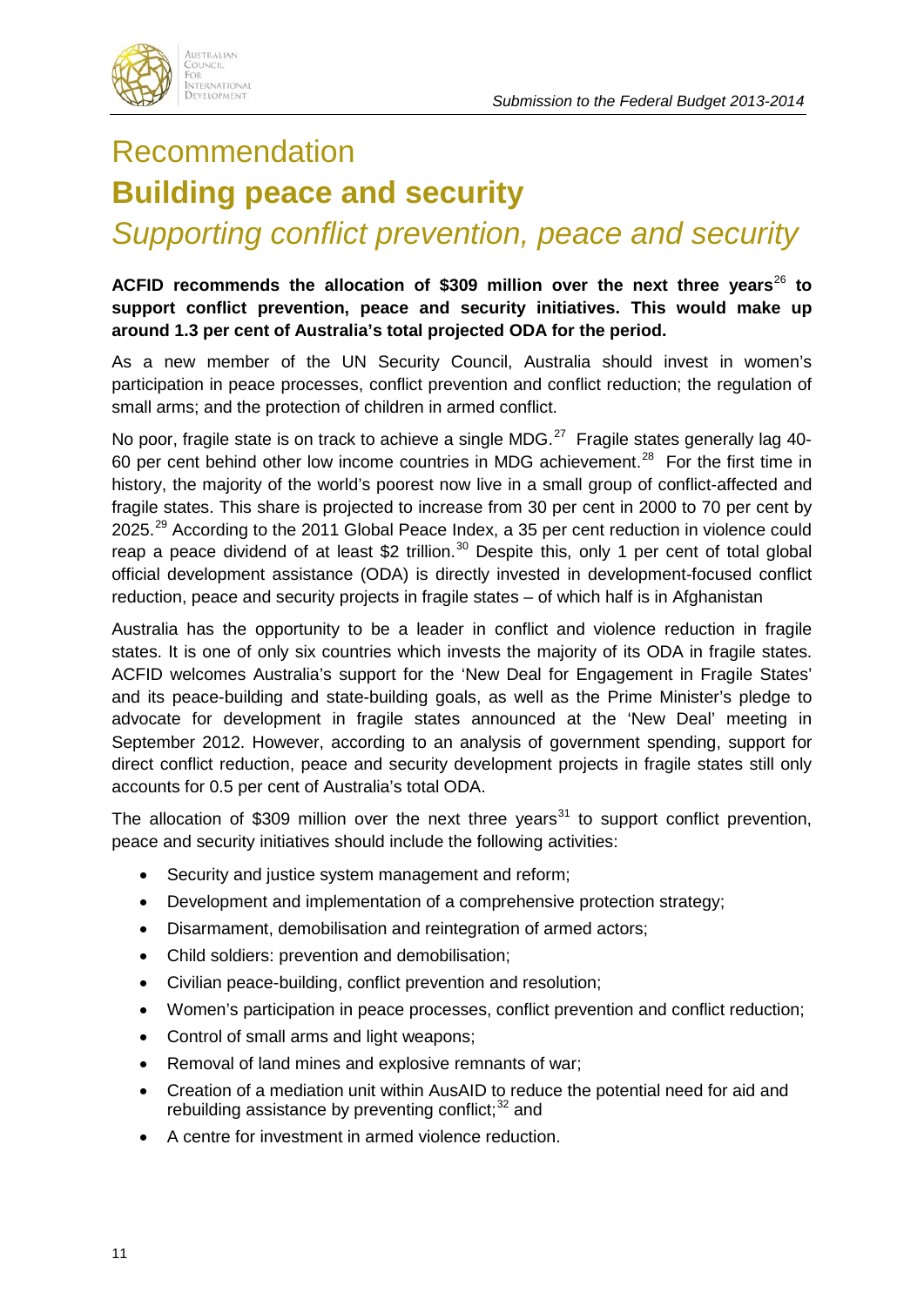# Recommendation

## Building peace and security

### *Supporting conflict prevention, peace and security*

**ACFID recommends the allocation of $309 million over the next three years[26] to support conflict prevention, peace and security initiatives. This would make up around 1.3 per cent of Australia's total projected ODA for the period.**

As a new member of the UN Security Council, Australia should invest in women's participation in peace processes, conflict prevention and conflict reduction; the regulation of small arms; and the protection of children in armed conflict.

No poor, fragile state is on track to achieve a single MDG.[27] Fragile states generally lag 40-60 per cent behind other low income countries in MDG achievement.[28] For the first time in history, the majority of the world's poorest now live in a small group of conflict-affected and fragile states. This share is projected to increase from 30 per cent in 2000 to 70 per cent by 2025.[29] According to the 2011 Global Peace Index, a 35 per cent reduction in violence could reap a peace dividend of at least $2 trillion.[30] Despite this, only 1 per cent of total global official development assistance (ODA) is directly invested in development-focused conflict reduction, peace and security projects in fragile states – of which half is in Afghanistan

Australia has the opportunity to be a leader in conflict and violence reduction in fragile states. It is one of only six countries which invests the majority of its ODA in fragile states. ACFID welcomes Australia's support for the 'New Deal for Engagement in Fragile States' and its peace-building and state-building goals, as well as the Prime Minister's pledge to advocate for development in fragile states announced at the 'New Deal' meeting in September 2012. However, according to an analysis of government spending, support for direct conflict reduction, peace and security development projects in fragile states still only accounts for 0.5 per cent of Australia's total ODA.

The allocation of $309 million over the next three years[31] to support conflict prevention, peace and security initiatives should include the following activities:

- Security and justice system management and reform;
- Development and implementation of a comprehensive protection strategy;
- Disarmament, demobilisation and reintegration of armed actors;
- Child soldiers: prevention and demobilisation;
- Civilian peace-building, conflict prevention and resolution;
- Women's participation in peace processes, conflict prevention and conflict reduction;
- Control of small arms and light weapons;
- Removal of land mines and explosive remnants of war;
- Creation of a mediation unit within AusAID to reduce the potential need for aid and rebuilding assistance by preventing conflict;[32] and
- A centre for investment in armed violence reduction.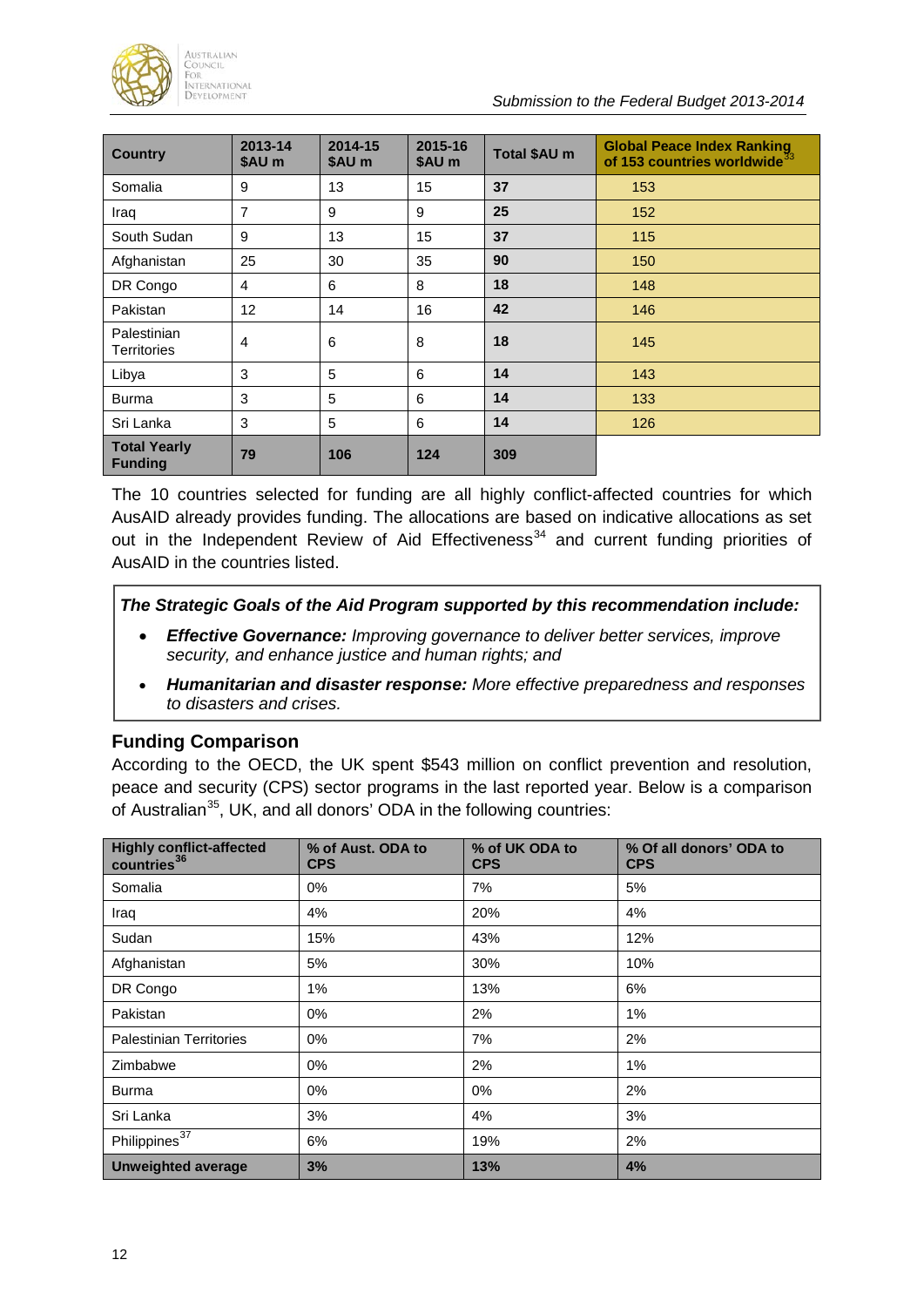| Country | 2013-14 $AU m | 2014-15 $AU m | 2015-16 $AU m | Total $AU m | Global Peace Index Ranking of 153 countries worldwide[33] |
|---|---|---|---|---|---|
| Somalia | 9 | 13 | 15 | **37** | 153 |
| Iraq | 7 | 9 | 9 | **25** | 152 |
| South Sudan | 9 | 13 | 15 | **37** | 115 |
| Afghanistan | 25 | 30 | 35 | **90** | 150 |
| DR Congo | 4 | 6 | 8 | **18** | 148 |
| Pakistan | 12 | 14 | 16 | **42** | 146 |
| Palestinian Territories | 4 | 6 | 8 | **18** | 145 |
| Libya | 3 | 5 | 6 | **14** | 143 |
| Burma | 3 | 5 | 6 | **14** | 133 |
| Sri Lanka | 3 | 5 | 6 | **14** | 126 |
| **Total Yearly Funding** | **79** | **106** | **124** | **309** | |

The 10 countries selected for funding are all highly conflict-affected countries for which AusAID already provides funding. The allocations are based on indicative allocations as set out in the Independent Review of Aid Effectiveness[34] and current funding priorities of AusAID in the countries listed.

***The Strategic Goals of the Aid Program supported by this recommendation include:***

- ***Effective Governance:*** *Improving governance to deliver better services, improve security, and enhance justice and human rights; and*
- ***Humanitarian and disaster response:*** *More effective preparedness and responses to disasters and crises.*

## Funding Comparison

According to the OECD, the UK spent $543 million on conflict prevention and resolution, peace and security (CPS) sector programs in the last reported year. Below is a comparison of Australian[35], UK, and all donors' ODA in the following countries:

| Highly conflict-affected countries[36] | % of Aust. ODA to CPS | % of UK ODA to CPS | % Of all donors' ODA to CPS |
|---|---|---|---|
| Somalia | 0% | 7% | 5% |
| Iraq | 4% | 20% | 4% |
| Sudan | 15% | 43% | 12% |
| Afghanistan | 5% | 30% | 10% |
| DR Congo | 1% | 13% | 6% |
| Pakistan | 0% | 2% | 1% |
| Palestinian Territories | 0% | 7% | 2% |
| Zimbabwe | 0% | 2% | 1% |
| Burma | 0% | 0% | 2% |
| Sri Lanka | 3% | 4% | 3% |
| Philippines[37] | 6% | 19% | 2% |
| **Unweighted average** | **3%** | **13%** | **4%** |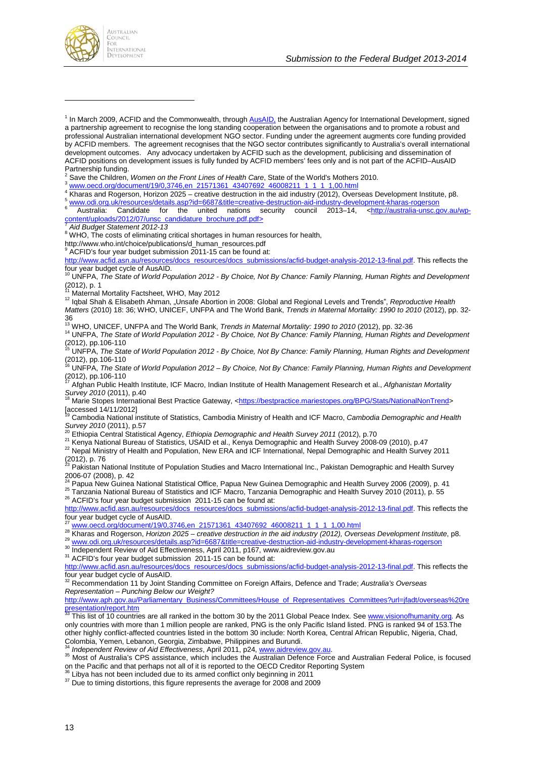[1] In March 2009, ACFID and the Commonwealth, through AusAID, the Australian Agency for International Development, signed a partnership agreement to recognise the long standing cooperation between the organisations and to promote a robust and professional Australian international development NGO sector. Funding under the agreement augments core funding provided by ACFID members. The agreement recognises that the NGO sector contributes significantly to Australia's overall international development outcomes. Any advocacy undertaken by ACFID such as the development, publicising and dissemination of ACFID positions on development issues is fully funded by ACFID members' fees only and is not part of the ACFID–AusAID Partnership funding.

[2] Save the Children, *Women on the Front Lines of Health Care*, State of the World's Mothers 2010.

[3] www.oecd.org/document/19/0,3746,en_21571361_43407692_46008211_1_1_1_1,00.html

[4] Kharas and Rogerson, Horizon 2025 – creative destruction in the aid industry (2012), Overseas Development Institute, p8.

[5] www.odi.org.uk/resources/details.asp?id=6687&title=creative-destruction-aid-industry-development-kharas-rogerson

[6] Australia: Candidate for the united nations security council 2013–14, <http://australia-unsc.gov.au/wp-content/uploads/2012/07/unsc_candidature_brochure.pdf.pdf>

[7] *Aid Budget Statement 2012-13*

[8] WHO, The costs of eliminating critical shortages in human resources for health, http://www.who.int/choice/publications/d_human_resources.pdf

[9] ACFID's four year budget submission 2011-15 can be found at: http://www.acfid.asn.au/resources/docs_resources/docs_submissions/acfid-budget-analysis-2012-13-final.pdf. This reflects the four year budget cycle of AusAID.

[10] UNFPA, *The State of World Population 2012 - By Choice, Not By Chance: Family Planning, Human Rights and Development* (2012), p. 1

[11] Maternal Mortality Factsheet, WHO, May 2012

[12] Iqbal Shah & Elisabeth Ahman, „Unsafe Abortion in 2008: Global and Regional Levels and Trends", *Reproductive Health Matters* (2010) 18: 36; WHO, UNICEF, UNFPA and The World Bank, *Trends in Maternal Mortality: 1990 to 2010* (2012), pp. 32-36

[13] WHO, UNICEF, UNFPA and The World Bank, *Trends in Maternal Mortality: 1990 to 2010* (2012), pp. 32-36

[14] UNFPA, *The State of World Population 2012 - By Choice, Not By Chance: Family Planning, Human Rights and Development* (2012), pp.106-110

[15] UNFPA, *The State of World Population 2012 - By Choice, Not By Chance: Family Planning, Human Rights and Development* (2012), pp.106-110

[16] UNFPA, *The State of World Population 2012 – By Choice, Not By Chance: Family Planning, Human Rights and Development* (2012), pp.106-110

[17] Afghan Public Health Institute, ICF Macro, Indian Institute of Health Management Research et al., *Afghanistan Mortality Survey 2010* (2011), p.40

[18] Marie Stopes International Best Practice Gateway, <https://bestpractice.mariestopes.org/BPG/Stats/NationalNonTrend> [accessed 14/11/2012]

[19] Cambodia National institute of Statistics, Cambodia Ministry of Health and ICF Macro, *Cambodia Demographic and Health Survey 2010* (2011), p.57

[20] Ethiopia Central Statistical Agency, *Ethiopia Demographic and Health Survey 2011* (2012), p.70

[21] Kenya National Bureau of Statistics, USAID et al., Kenya Demographic and Health Survey 2008-09 (2010), p.47

[22] Nepal Ministry of Health and Population, New ERA and ICF International, Nepal Demographic and Health Survey 2011 (2012), p. 76

[23] Pakistan National Institute of Population Studies and Macro International Inc., Pakistan Demographic and Health Survey 2006-07 (2008), p. 42

[24] Papua New Guinea National Statistical Office, Papua New Guinea Demographic and Health Survey 2006 (2009), p. 41

[25] Tanzania National Bureau of Statistics and ICF Macro, Tanzania Demographic and Health Survey 2010 (2011), p. 55

[26] ACFID's four year budget submission 2011-15 can be found at: http://www.acfid.asn.au/resources/docs_resources/docs_submissions/acfid-budget-analysis-2012-13-final.pdf. This reflects the four year budget cycle of AusAID.

[27] www.oecd.org/document/19/0,3746,en_21571361_43407692_46008211_1_1_1_1,00.html

[28] Kharas and Rogerson, *Horizon 2025 – creative destruction in the aid industry (2012), Overseas Development Institute*, p8.

[29] www.odi.org.uk/resources/details.asp?id=6687&title=creative-destruction-aid-industry-development-kharas-rogerson

[30] Independent Review of Aid Effectiveness, April 2011, p167, www.aidreview.gov.au

[31] ACFID's four year budget submission 2011-15 can be found at: http://www.acfid.asn.au/resources/docs_resources/docs_submissions/acfid-budget-analysis-2012-13-final.pdf. This reflects the four year budget cycle of AusAID.

[32] Recommendation 11 by Joint Standing Committee on Foreign Affairs, Defence and Trade; *Australia's Overseas Representation – Punching Below our Weight?* http://www.aph.gov.au/Parliamentary_Business/Committees/House_of_Representatives_Committees?url=jfadt/overseas%20representation/report.htm

[33] This list of 10 countries are all ranked in the bottom 30 by the 2011 Global Peace Index. See www.visionofhumanity.org. As only countries with more than 1 million people are ranked, PNG is the only Pacific Island listed. PNG is ranked 94 of 153.The other highly conflict-affected countries listed in the bottom 30 include: North Korea, Central African Republic, Nigeria, Chad, Colombia, Yemen, Lebanon, Georgia, Zimbabwe, Philippines and Burundi.

[34] *Independent Review of Aid Effectiveness*, April 2011, p24, www.aidreview.gov.au.

[35] Most of Australia's CPS assistance, which includes the Australian Defence Force and Australian Federal Police, is focused on the Pacific and that perhaps not all of it is reported to the OECD Creditor Reporting System

[36] Libya has not been included due to its armed conflict only beginning in 2011

[37] Due to timing distortions, this figure represents the average for 2008 and 2009